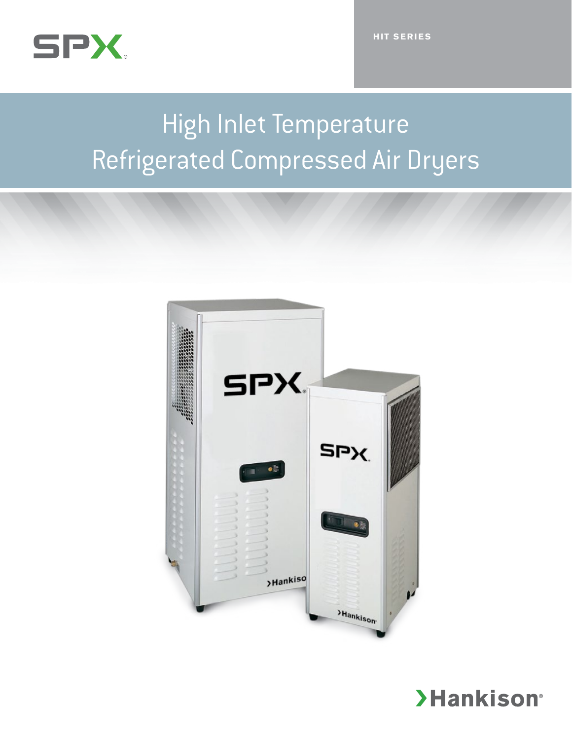SPX

HIT SERIES

# High Inlet Temperature Refrigerated Compressed Air Dryers

Hankison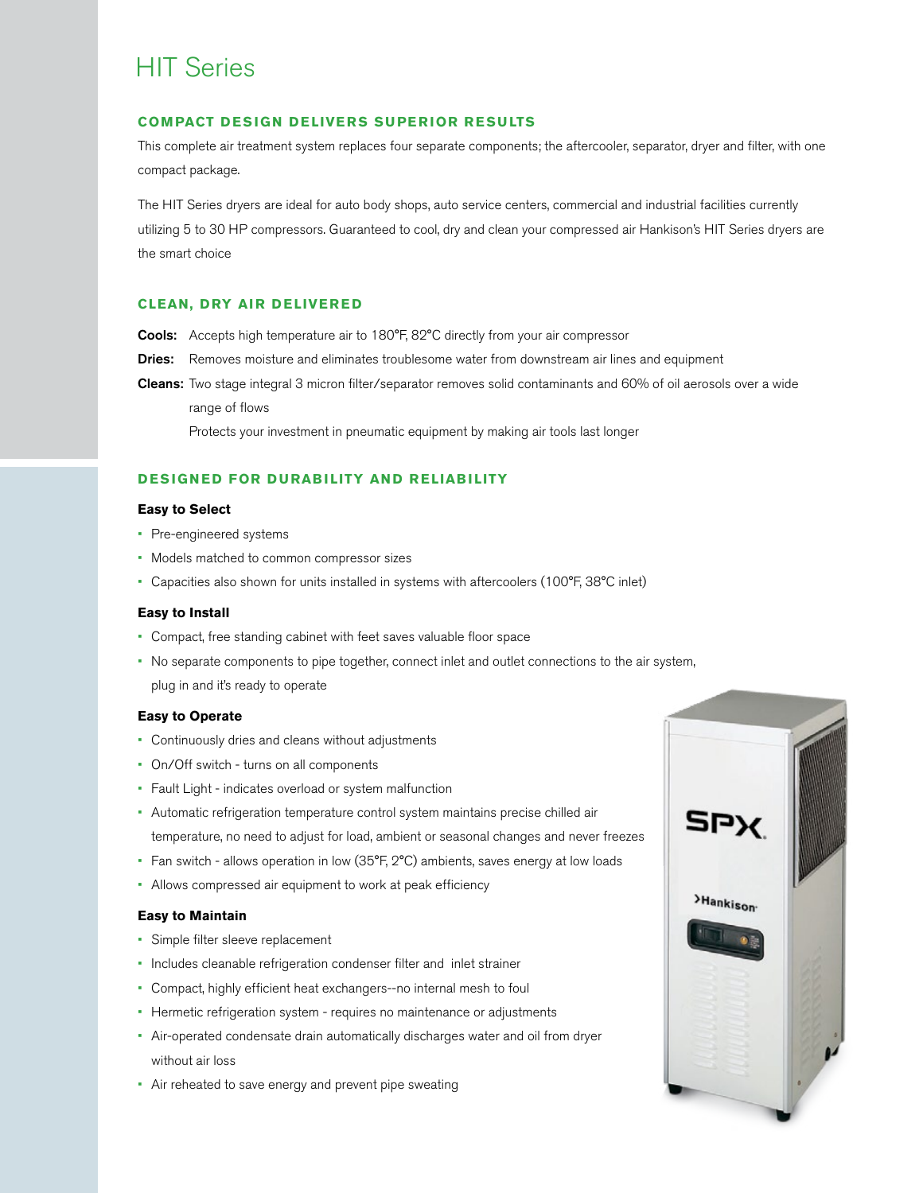# HIT Series

## COMPACT DESIGN DELIVERS SUPERIOR RESULTS

This complete air treatment system replaces four separate components; the aftercooler, separator, dryer and filter, with one compact package.

The HIT Series dryers are ideal for auto body shops, auto service centers, commercial and industrial facilities currently utilizing 5 to 30 HP compressors. Guaranteed to cool, dry and clean your compressed air Hankison's HIT Series dryers are the smart choice

## CLEAN, DRY AIR DELIVERED

**Cools:** Accepts high temperature air to 180°F, 82°C directly from your air compressor

**Dries:** Removes moisture and eliminates troublesome water from downstream air lines and equipment

**Cleans:** Two stage integral 3 micron filter/separator removes solid contaminants and 60% of oil aerosols over a wide range of flows

Protects your investment in pneumatic equipment by making air tools last longer

## DESIGNED FOR DURABILITY AND RELIABILITY

### Easy to Select

- Pre-engineered systems
- Models matched to common compressor sizes
- Capacities also shown for units installed in systems with aftercoolers (100°F, 38°C inlet)

### Easy to Install

- Compact, free standing cabinet with feet saves valuable floor space
- No separate components to pipe together, connect inlet and outlet connections to the air system, plug in and it's ready to operate

### Easy to Operate

- Continuously dries and cleans without adjustments
- On/Off switch - turns on all components
- Fault Light - indicates overload or system malfunction
- Automatic refrigeration temperature control system maintains precise chilled air temperature, no need to adjust for load, ambient or seasonal changes and never freezes
- Fan switch - allows operation in low (35°F, 2°C) ambients, saves energy at low loads
- Allows compressed air equipment to work at peak efficiency

### Easy to Maintain

- Simple filter sleeve replacement
- Includes cleanable refrigeration condenser filter and inlet strainer
- Compact, highly efficient heat exchangers--no internal mesh to foul
- Hermetic refrigeration system - requires no maintenance or adjustments
- Air-operated condensate drain automatically discharges water and oil from dryer without air loss
- Air reheated to save energy and prevent pipe sweating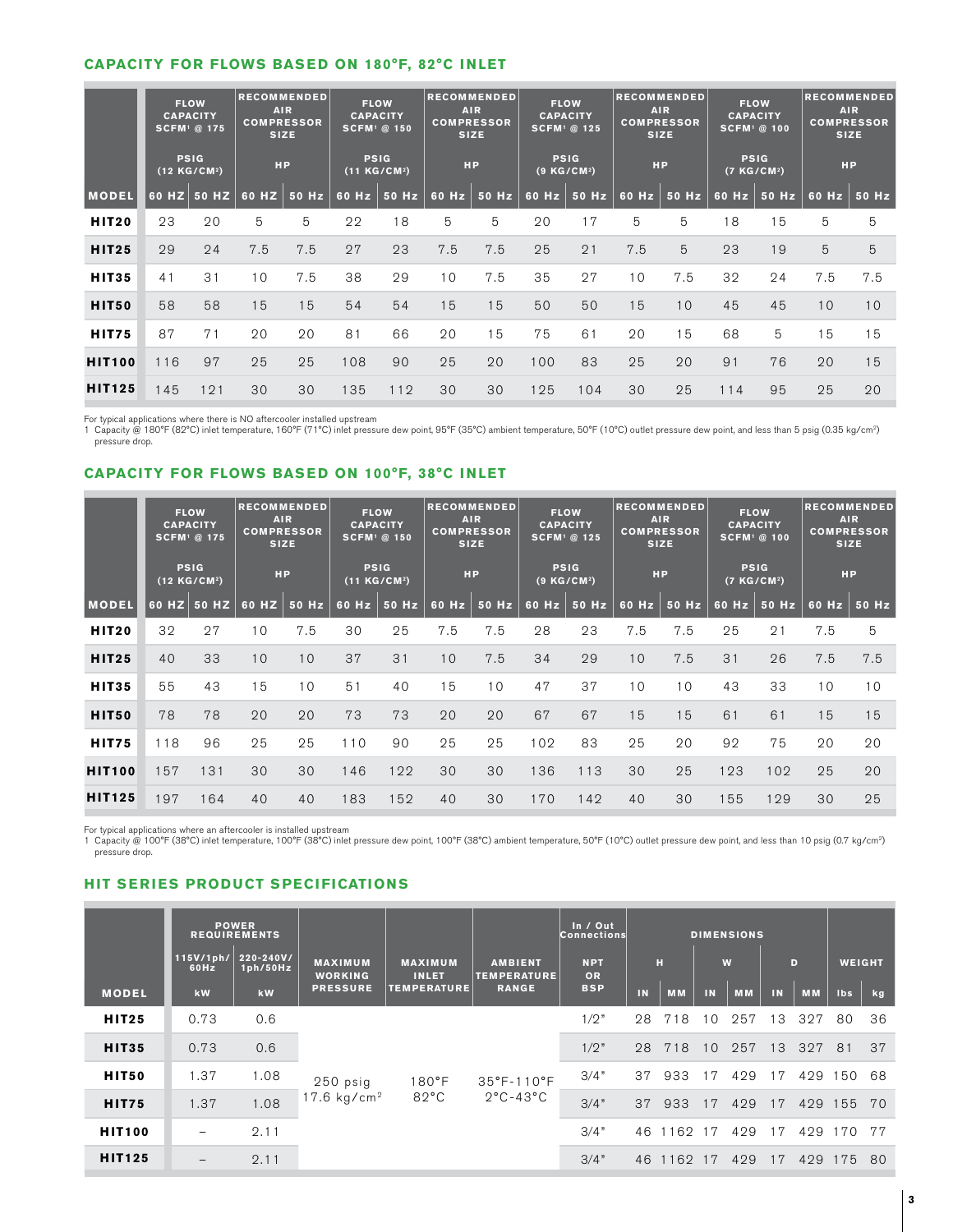## CAPACITY FOR FLOWS BASED ON 180°F, 82°C INLET

| MODEL | FLOW CAPACITY SCFM[1] @ 175 PSIG (12 KG/CM²) | | RECOMMENDED AIR COMPRESSOR SIZE HP | | FLOW CAPACITY SCFM[1] @ 150 PSIG (11 KG/CM²) | | RECOMMENDED AIR COMPRESSOR SIZE HP | | FLOW CAPACITY SCFM[1] @ 125 PSIG (9 KG/CM²) | | RECOMMENDED AIR COMPRESSOR SIZE HP | | FLOW CAPACITY SCFM[1] @ 100 PSIG (7 KG/CM²) | | RECOMMENDED AIR COMPRESSOR SIZE HP | |
|---|---|---|---|---|---|---|---|---|---|---|---|---|---|---|---|---|
| | 60 HZ | 50 HZ | 60 HZ | 50 Hz | 60 Hz | 50 Hz | 60 Hz | 50 Hz | 60 Hz | 50 Hz | 60 Hz | 50 Hz | 60 Hz | 50 Hz | 60 Hz | 50 Hz |
| **HIT20** | 23 | 20 | 5 | 5 | 22 | 18 | 5 | 5 | 20 | 17 | 5 | 5 | 18 | 15 | 5 | 5 |
| **HIT25** | 29 | 24 | 7.5 | 7.5 | 27 | 23 | 7.5 | 7.5 | 25 | 21 | 7.5 | 5 | 23 | 19 | 5 | 5 |
| **HIT35** | 41 | 31 | 10 | 7.5 | 38 | 29 | 10 | 7.5 | 35 | 27 | 10 | 7.5 | 32 | 24 | 7.5 | 7.5 |
| **HIT50** | 58 | 58 | 15 | 15 | 54 | 54 | 15 | 15 | 50 | 50 | 15 | 10 | 45 | 45 | 10 | 10 |
| **HIT75** | 87 | 71 | 20 | 20 | 81 | 66 | 20 | 15 | 75 | 61 | 20 | 15 | 68 | 5 | 15 | 15 |
| **HIT100** | 116 | 97 | 25 | 25 | 108 | 90 | 25 | 20 | 100 | 83 | 25 | 20 | 91 | 76 | 20 | 15 |
| **HIT125** | 145 | 121 | 30 | 30 | 135 | 112 | 30 | 30 | 125 | 104 | 30 | 25 | 114 | 95 | 25 | 20 |

For typical applications where there is NO aftercooler installed upstream

1 Capacity @ 180°F (82°C) inlet temperature, 160°F (71°C) inlet pressure dew point, 95°F (35°C) ambient temperature, 50°F (10°C) outlet pressure dew point, and less than 5 psig (0.35 kg/cm²) pressure drop.

## CAPACITY FOR FLOWS BASED ON 100°F, 38°C INLET

| MODEL | FLOW CAPACITY SCFM[1] @ 175 PSIG (12 KG/CM²) | | RECOMMENDED AIR COMPRESSOR SIZE HP | | FLOW CAPACITY SCFM[1] @ 150 PSIG (11 KG/CM²) | | RECOMMENDED AIR COMPRESSOR SIZE HP | | FLOW CAPACITY SCFM[1] @ 125 PSIG (9 KG/CM²) | | RECOMMENDED AIR COMPRESSOR SIZE HP | | FLOW CAPACITY SCFM[1] @ 100 PSIG (7 KG/CM²) | | RECOMMENDED AIR COMPRESSOR SIZE HP | |
|---|---|---|---|---|---|---|---|---|---|---|---|---|---|---|---|---|
| | 60 HZ | 50 HZ | 60 HZ | 50 Hz | 60 Hz | 50 Hz | 60 Hz | 50 Hz | 60 Hz | 50 Hz | 60 Hz | 50 Hz | 60 Hz | 50 Hz | 60 Hz | 50 Hz |
| **HIT20** | 32 | 27 | 10 | 7.5 | 30 | 25 | 7.5 | 7.5 | 28 | 23 | 7.5 | 7.5 | 25 | 21 | 7.5 | 5 |
| **HIT25** | 40 | 33 | 10 | 10 | 37 | 31 | 10 | 7.5 | 34 | 29 | 10 | 7.5 | 31 | 26 | 7.5 | 7.5 |
| **HIT35** | 55 | 43 | 15 | 10 | 51 | 40 | 15 | 10 | 47 | 37 | 10 | 10 | 43 | 33 | 10 | 10 |
| **HIT50** | 78 | 78 | 20 | 20 | 73 | 73 | 20 | 20 | 67 | 67 | 15 | 15 | 61 | 61 | 15 | 15 |
| **HIT75** | 118 | 96 | 25 | 25 | 110 | 90 | 25 | 25 | 102 | 83 | 25 | 20 | 92 | 75 | 20 | 20 |
| **HIT100** | 157 | 131 | 30 | 30 | 146 | 122 | 30 | 30 | 136 | 113 | 30 | 25 | 123 | 102 | 25 | 20 |
| **HIT125** | 197 | 164 | 40 | 40 | 183 | 152 | 40 | 30 | 170 | 142 | 40 | 30 | 155 | 129 | 30 | 25 |

For typical applications where an aftercooler is installed upstream

1 Capacity @ 100°F (38°C) inlet temperature, 100°F (38°C) inlet pressure dew point, 100°F (38°C) ambient temperature, 50°F (10°C) outlet pressure dew point, and less than 10 psig (0.7 kg/cm²) pressure drop.

## HIT SERIES PRODUCT SPECIFICATIONS

| MODEL | POWER REQUIREMENTS 115V/1ph/60Hz kW | POWER REQUIREMENTS 220-240V/1ph/50Hz kW | MAXIMUM WORKING PRESSURE | MAXIMUM INLET TEMPERATURE | AMBIENT TEMPERATURE RANGE | In / Out Connections NPT OR BSP | DIMENSIONS H IN | H MM | W IN | W MM | D IN | D MM | WEIGHT lbs | WEIGHT kg |
|---|---|---|---|---|---|---|---|---|---|---|---|---|---|---|
| **HIT25** | 0.73 | 0.6 | 250 psig 17.6 kg/cm² | 180°F 82°C | 35°F-110°F 2°C-43°C | 1/2" | 28 | 718 | 10 | 257 | 13 | 327 | 80 | 36 |
| **HIT35** | 0.73 | 0.6 | | | | 1/2" | 28 | 718 | 10 | 257 | 13 | 327 | 81 | 37 |
| **HIT50** | 1.37 | 1.08 | | | | 3/4" | 37 | 933 | 17 | 429 | 17 | 429 | 150 | 68 |
| **HIT75** | 1.37 | 1.08 | | | | 3/4" | 37 | 933 | 17 | 429 | 17 | 429 | 155 | 70 |
| **HIT100** | – | 2.11 | | | | 3/4" | 46 | 1162 | 17 | 429 | 17 | 429 | 170 | 77 |
| **HIT125** | – | 2.11 | | | | 3/4" | 46 | 1162 | 17 | 429 | 17 | 429 | 175 | 80 |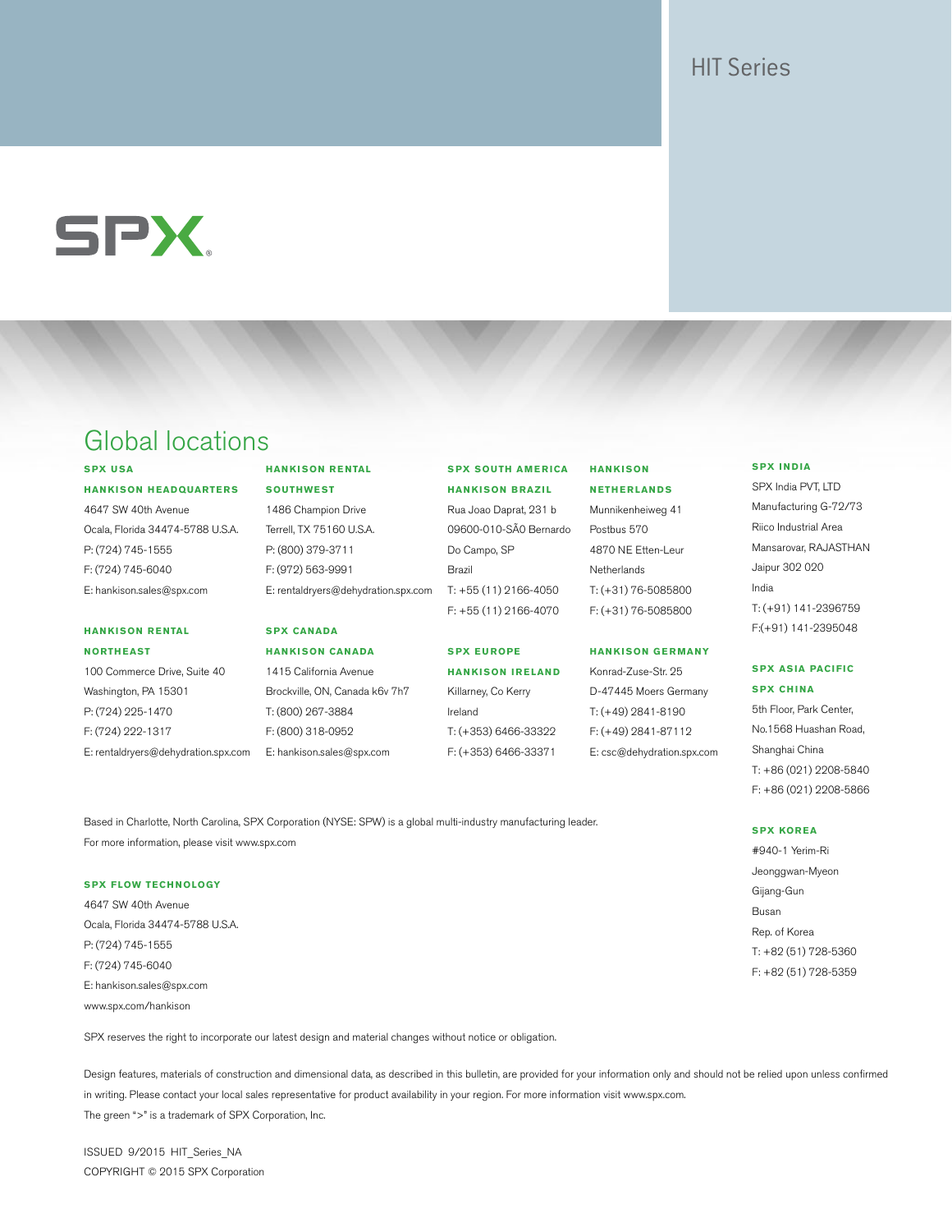HIT Series

SPX

## Global locations

**SPX USA**

**HANKISON HEADQUARTERS**
4647 SW 40th Avenue
Ocala, Florida 34474-5788 U.S.A.
P: (724) 745-1555
F: (724) 745-6040
E: hankison.sales@spx.com

**HANKISON RENTAL NORTHEAST**
100 Commerce Drive, Suite 40
Washington, PA 15301
P: (724) 225-1470
F: (724) 222-1317
E: rentaldryers@dehydration.spx.com

**HANKISON RENTAL SOUTHWEST**
1486 Champion Drive
Terrell, TX 75160 U.S.A.
P: (800) 379-3711
F: (972) 563-9991
E: rentaldryers@dehydration.spx.com

**SPX CANADA**

**HANKISON CANADA**
1415 California Avenue
Brockville, ON, Canada k6v 7h7
T: (800) 267-3884
F: (800) 318-0952
E: hankison.sales@spx.com

**SPX SOUTH AMERICA**

**HANKISON BRAZIL**
Rua Joao Daprat, 231 b
09600-010-SÃ0 Bernardo
Do Campo, SP
Brazil
T: +55 (11) 2166-4050
F: +55 (11) 2166-4070

**SPX EUROPE**

**HANKISON IRELAND**
Killarney, Co Kerry
Ireland
T: (+353) 6466-33322
F: (+353) 6466-33371

**HANKISON NETHERLANDS**
Munnikenheiweg 41
Postbus 570
4870 NE Etten-Leur
Netherlands
T: (+31) 76-5085800
F: (+31) 76-5085800

**HANKISON GERMANY**
Konrad-Zuse-Str. 25
D-47445 Moers Germany
T: (+49) 2841-8190
F: (+49) 2841-87112
E: csc@dehydration.spx.com

**SPX INDIA**
SPX India PVT, LTD
Manufacturing G-72/73
Riico Industrial Area
Mansarovar, RAJASTHAN
Jaipur 302 020
India
T: (+91) 141-2396759
F:(+91) 141-2395048

**SPX ASIA PACIFIC**

**SPX CHINA**
5th Floor, Park Center,
No.1568 Huashan Road,
Shanghai China
T: +86 (021) 2208-5840
F: +86 (021) 2208-5866

**SPX KOREA**
#940-1 Yerim-Ri
Jeonggwan-Myeon
Gijang-Gun
Busan
Rep. of Korea
T: +82 (51) 728-5360
F: +82 (51) 728-5359

Based in Charlotte, North Carolina, SPX Corporation (NYSE: SPW) is a global multi-industry manufacturing leader.
For more information, please visit www.spx.com

**SPX FLOW TECHNOLOGY**
4647 SW 40th Avenue
Ocala, Florida 34474-5788 U.S.A.
P: (724) 745-1555
F: (724) 745-6040
E: hankison.sales@spx.com
www.spx.com/hankison

SPX reserves the right to incorporate our latest design and material changes without notice or obligation.

Design features, materials of construction and dimensional data, as described in this bulletin, are provided for your information only and should not be relied upon unless confirmed in writing. Please contact your local sales representative for product availability in your region. For more information visit www.spx.com.
The green ">" is a trademark of SPX Corporation, Inc.

ISSUED 9/2015 HIT_Series_NA
COPYRIGHT © 2015 SPX Corporation